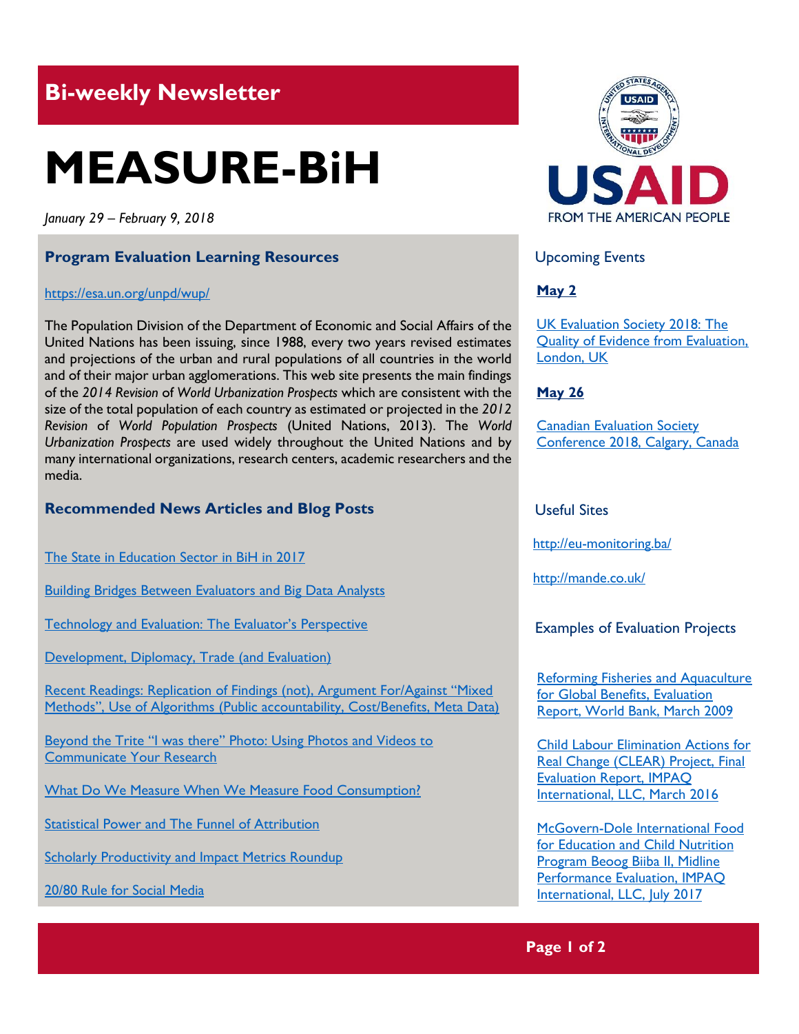## Bi-weekly Newsletter

# MEASURE-BiH

*January 29 – February 9, 2018*

### Program Evaluation Learning Resources

https://esa.un.org/unpd/wup/

The Population Division of the Department of Economic and Social Affairs of the United Nations has been issuing, since 1988, every two years revised estimates and projections of the urban and rural populations of all countries in the world and of their major urban agglomerations. This web site presents the main findings of the *2014 Revision* of *World Urbanization Prospects* which are consistent with the size of the total population of each country as estimated or projected in the *2012 Revision* of *World Population Prospects* (United Nations, 2013). The *World Urbanization Prospects* are used widely throughout the United Nations and by many international organizations, research centers, academic researchers and the media.

### Recommended News Articles and Blog Posts

The State in Education Sector in BiH in 2017

Building Bridges Between Evaluators and Big Data Analysts

Technology and Evaluation: The Evaluator's Perspective

Development, Diplomacy, Trade (and Evaluation)

Recent Readings: Replication of Findings (not), Argument For/Against "Mixed Methods", Use of Algorithms (Public accountability, Cost/Benefits, Meta Data)

Beyond the Trite "I was there" Photo: Using Photos and Videos to Communicate Your Research

What Do We Measure When We Measure Food Consumption?

Statistical Power and The Funnel of Attribution

Scholarly Productivity and Impact Metrics Roundup

20/80 Rule for Social Media

USAID
FROM THE AMERICAN PEOPLE

### Upcoming Events

**May 2**

UK Evaluation Society 2018: The Quality of Evidence from Evaluation, London, UK

**May 26**

Canadian Evaluation Society Conference 2018, Calgary, Canada

### Useful Sites

http://eu-monitoring.ba/

http://mande.co.uk/

### Examples of Evaluation Projects

Reforming Fisheries and Aquaculture for Global Benefits, Evaluation Report, World Bank, March 2009

Child Labour Elimination Actions for Real Change (CLEAR) Project, Final Evaluation Report, IMPAQ International, LLC, March 2016

McGovern-Dole International Food for Education and Child Nutrition Program Beoog Biiba II, Midline Performance Evaluation, IMPAQ International, LLC, July 2017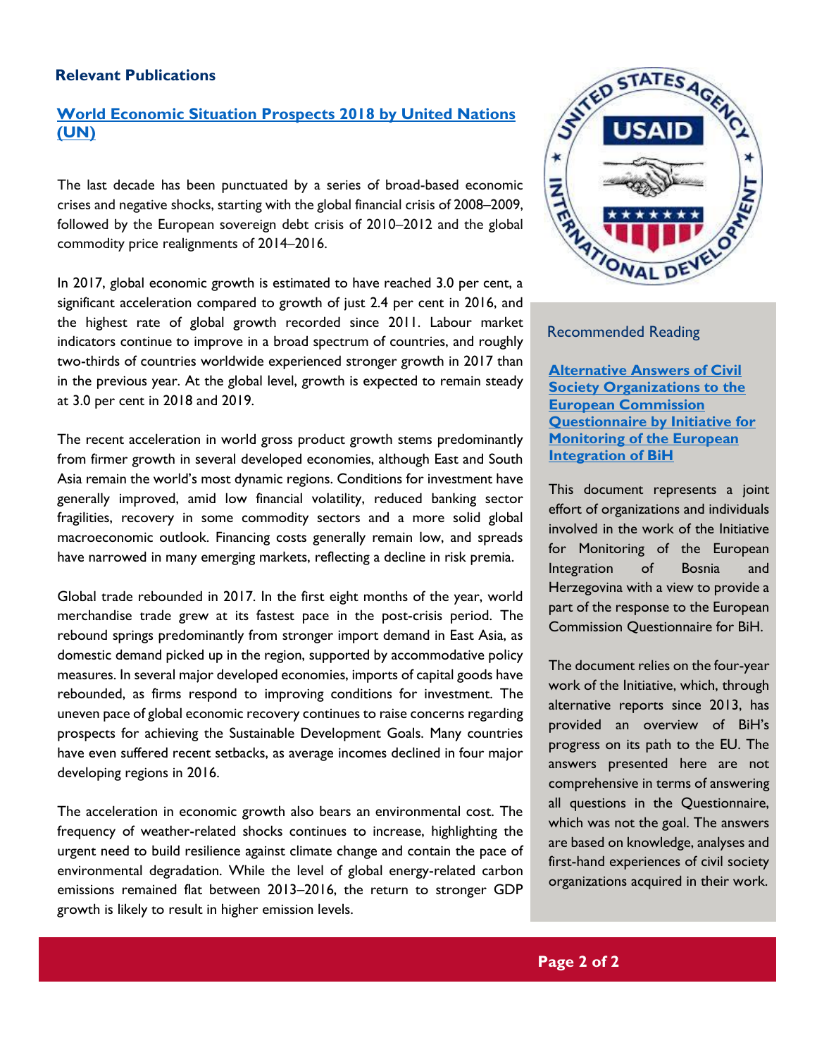## Relevant Publications

### World Economic Situation Prospects 2018 by United Nations (UN)

The last decade has been punctuated by a series of broad-based economic crises and negative shocks, starting with the global financial crisis of 2008–2009, followed by the European sovereign debt crisis of 2010–2012 and the global commodity price realignments of 2014–2016.

In 2017, global economic growth is estimated to have reached 3.0 per cent, a significant acceleration compared to growth of just 2.4 per cent in 2016, and the highest rate of global growth recorded since 2011. Labour market indicators continue to improve in a broad spectrum of countries, and roughly two-thirds of countries worldwide experienced stronger growth in 2017 than in the previous year. At the global level, growth is expected to remain steady at 3.0 per cent in 2018 and 2019.

The recent acceleration in world gross product growth stems predominantly from firmer growth in several developed economies, although East and South Asia remain the world's most dynamic regions. Conditions for investment have generally improved, amid low financial volatility, reduced banking sector fragilities, recovery in some commodity sectors and a more solid global macroeconomic outlook. Financing costs generally remain low, and spreads have narrowed in many emerging markets, reflecting a decline in risk premia.

Global trade rebounded in 2017. In the first eight months of the year, world merchandise trade grew at its fastest pace in the post-crisis period. The rebound springs predominantly from stronger import demand in East Asia, as domestic demand picked up in the region, supported by accommodative policy measures. In several major developed economies, imports of capital goods have rebounded, as firms respond to improving conditions for investment. The uneven pace of global economic recovery continues to raise concerns regarding prospects for achieving the Sustainable Development Goals. Many countries have even suffered recent setbacks, as average incomes declined in four major developing regions in 2016.

The acceleration in economic growth also bears an environmental cost. The frequency of weather-related shocks continues to increase, highlighting the urgent need to build resilience against climate change and contain the pace of environmental degradation. While the level of global energy-related carbon emissions remained flat between 2013–2016, the return to stronger GDP growth is likely to result in higher emission levels.

## Recommended Reading

### Alternative Answers of Civil Society Organizations to the European Commission Questionnaire by Initiative for Monitoring of the European Integration of BiH

This document represents a joint effort of organizations and individuals involved in the work of the Initiative for Monitoring of the European Integration of Bosnia and Herzegovina with a view to provide a part of the response to the European Commission Questionnaire for BiH.

The document relies on the four-year work of the Initiative, which, through alternative reports since 2013, has provided an overview of BiH's progress on its path to the EU. The answers presented here are not comprehensive in terms of answering all questions in the Questionnaire, which was not the goal. The answers are based on knowledge, analyses and first-hand experiences of civil society organizations acquired in their work.